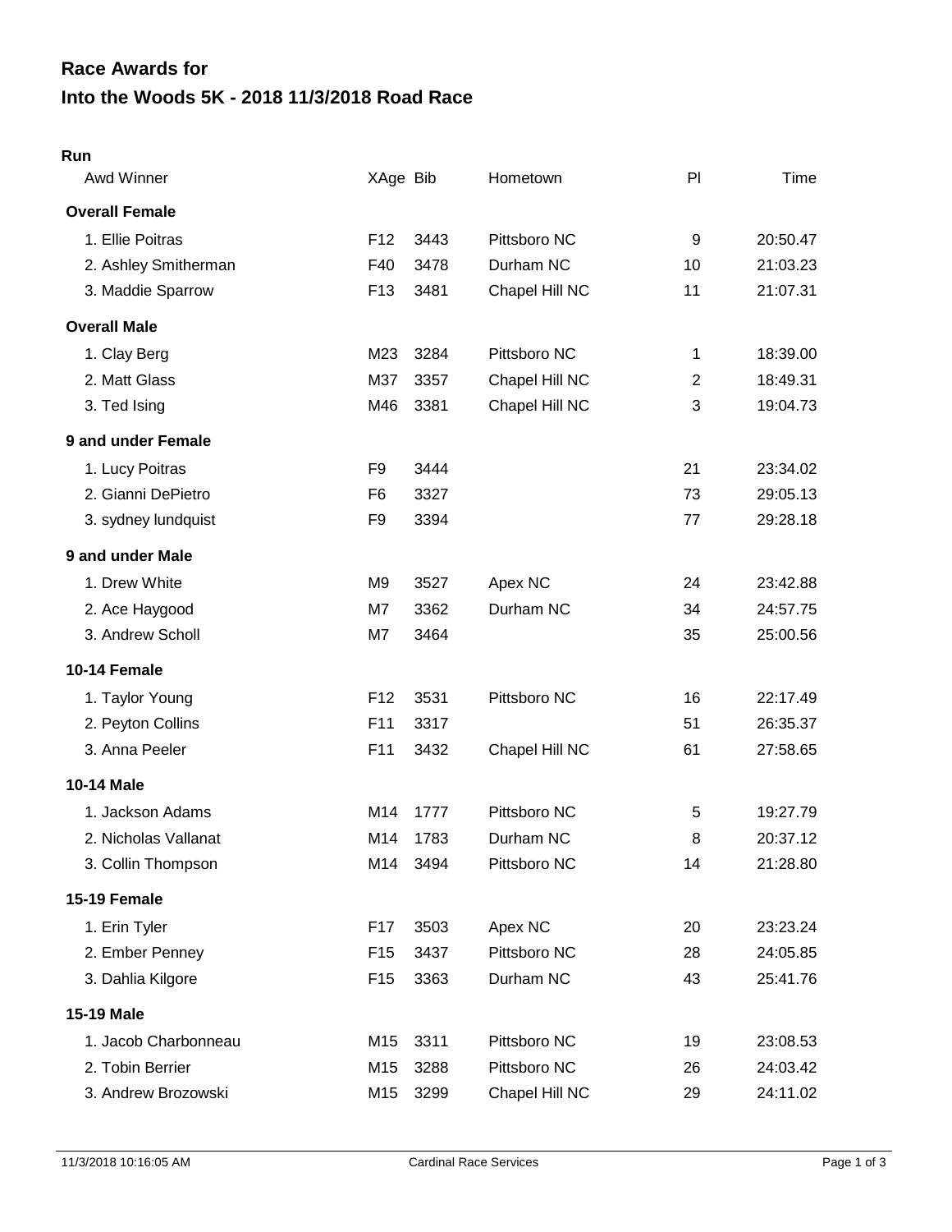# Race Awards for

# Into the Woods 5K - 2018 11/3/2018 Road Race

## Run

| Awd Winner | XAge | Bib | Hometown | Pl | Time |
|---|---|---|---|---|---|
| **Overall Female** | | | | | |
| 1. Ellie Poitras | F12 | 3443 | Pittsboro NC | 9 | 20:50.47 |
| 2. Ashley Smitherman | F40 | 3478 | Durham NC | 10 | 21:03.23 |
| 3. Maddie Sparrow | F13 | 3481 | Chapel Hill NC | 11 | 21:07.31 |
| **Overall Male** | | | | | |
| 1. Clay Berg | M23 | 3284 | Pittsboro NC | 1 | 18:39.00 |
| 2. Matt Glass | M37 | 3357 | Chapel Hill NC | 2 | 18:49.31 |
| 3. Ted Ising | M46 | 3381 | Chapel Hill NC | 3 | 19:04.73 |
| **9 and under Female** | | | | | |
| 1. Lucy Poitras | F9 | 3444 | | 21 | 23:34.02 |
| 2. Gianni DePietro | F6 | 3327 | | 73 | 29:05.13 |
| 3. sydney lundquist | F9 | 3394 | | 77 | 29:28.18 |
| **9 and under Male** | | | | | |
| 1. Drew White | M9 | 3527 | Apex NC | 24 | 23:42.88 |
| 2. Ace Haygood | M7 | 3362 | Durham NC | 34 | 24:57.75 |
| 3. Andrew Scholl | M7 | 3464 | | 35 | 25:00.56 |
| **10-14 Female** | | | | | |
| 1. Taylor Young | F12 | 3531 | Pittsboro NC | 16 | 22:17.49 |
| 2. Peyton Collins | F11 | 3317 | | 51 | 26:35.37 |
| 3. Anna Peeler | F11 | 3432 | Chapel Hill NC | 61 | 27:58.65 |
| **10-14 Male** | | | | | |
| 1. Jackson Adams | M14 | 1777 | Pittsboro NC | 5 | 19:27.79 |
| 2. Nicholas Vallanat | M14 | 1783 | Durham NC | 8 | 20:37.12 |
| 3. Collin Thompson | M14 | 3494 | Pittsboro NC | 14 | 21:28.80 |
| **15-19 Female** | | | | | |
| 1. Erin Tyler | F17 | 3503 | Apex NC | 20 | 23:23.24 |
| 2. Ember Penney | F15 | 3437 | Pittsboro NC | 28 | 24:05.85 |
| 3. Dahlia Kilgore | F15 | 3363 | Durham NC | 43 | 25:41.76 |
| **15-19 Male** | | | | | |
| 1. Jacob Charbonneau | M15 | 3311 | Pittsboro NC | 19 | 23:08.53 |
| 2. Tobin Berrier | M15 | 3288 | Pittsboro NC | 26 | 24:03.42 |
| 3. Andrew Brozowski | M15 | 3299 | Chapel Hill NC | 29 | 24:11.02 |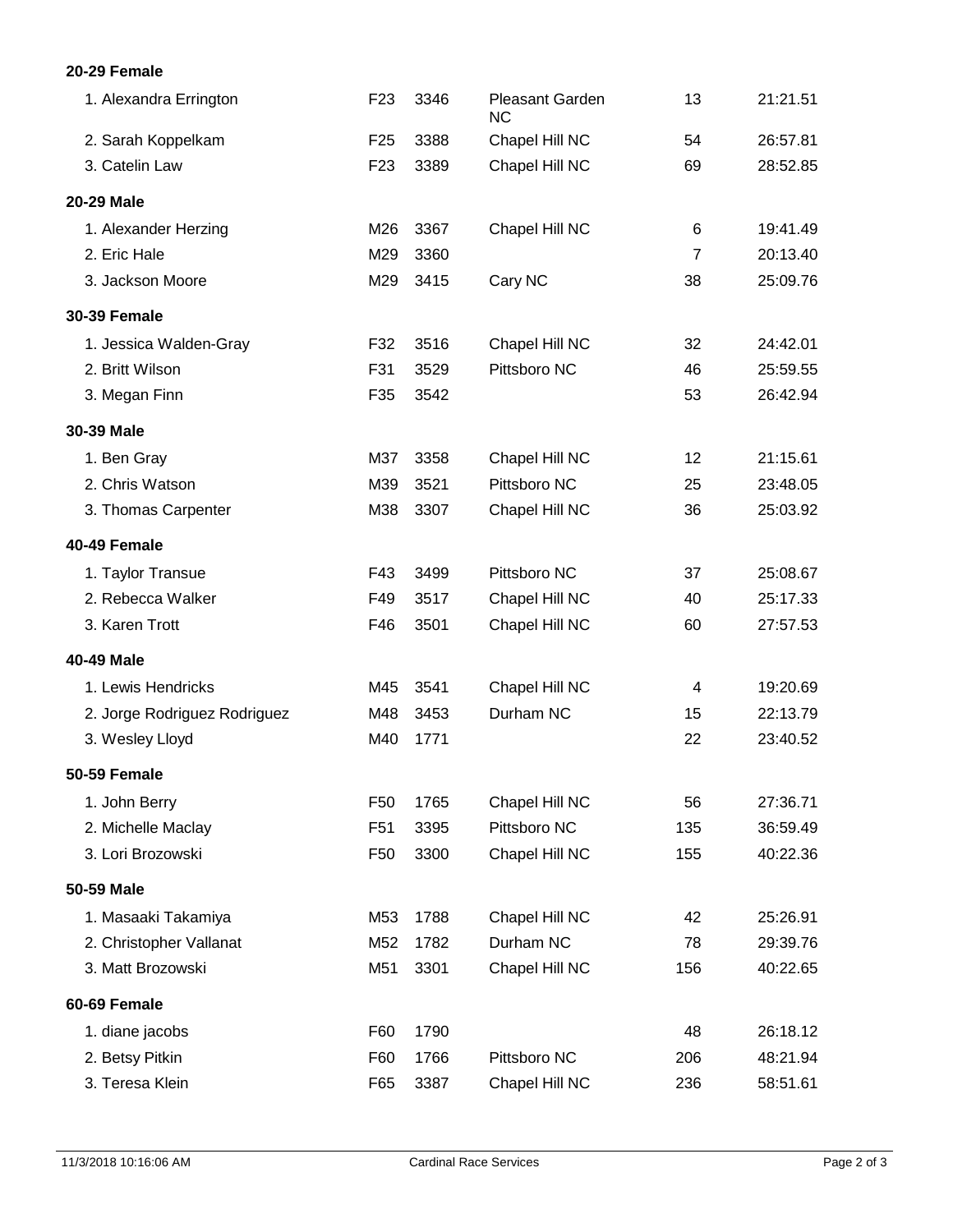**20-29 Female**

| | | | | | |
|---|---|---|---|---|---|
| 1. Alexandra Errington | F23 | 3346 | Pleasant Garden NC | 13 | 21:21.51 |
| 2. Sarah Koppelkam | F25 | 3388 | Chapel Hill NC | 54 | 26:57.81 |
| 3. Catelin Law | F23 | 3389 | Chapel Hill NC | 69 | 28:52.85 |

**20-29 Male**

| | | | | | |
|---|---|---|---|---|---|
| 1. Alexander Herzing | M26 | 3367 | Chapel Hill NC | 6 | 19:41.49 |
| 2. Eric Hale | M29 | 3360 | | 7 | 20:13.40 |
| 3. Jackson Moore | M29 | 3415 | Cary NC | 38 | 25:09.76 |

**30-39 Female**

| | | | | | |
|---|---|---|---|---|---|
| 1. Jessica Walden-Gray | F32 | 3516 | Chapel Hill NC | 32 | 24:42.01 |
| 2. Britt Wilson | F31 | 3529 | Pittsboro NC | 46 | 25:59.55 |
| 3. Megan Finn | F35 | 3542 | | 53 | 26:42.94 |

**30-39 Male**

| | | | | | |
|---|---|---|---|---|---|
| 1. Ben Gray | M37 | 3358 | Chapel Hill NC | 12 | 21:15.61 |
| 2. Chris Watson | M39 | 3521 | Pittsboro NC | 25 | 23:48.05 |
| 3. Thomas Carpenter | M38 | 3307 | Chapel Hill NC | 36 | 25:03.92 |

**40-49 Female**

| | | | | | |
|---|---|---|---|---|---|
| 1. Taylor Transue | F43 | 3499 | Pittsboro NC | 37 | 25:08.67 |
| 2. Rebecca Walker | F49 | 3517 | Chapel Hill NC | 40 | 25:17.33 |
| 3. Karen Trott | F46 | 3501 | Chapel Hill NC | 60 | 27:57.53 |

**40-49 Male**

| | | | | | |
|---|---|---|---|---|---|
| 1. Lewis Hendricks | M45 | 3541 | Chapel Hill NC | 4 | 19:20.69 |
| 2. Jorge Rodriguez Rodriguez | M48 | 3453 | Durham NC | 15 | 22:13.79 |
| 3. Wesley Lloyd | M40 | 1771 | | 22 | 23:40.52 |

**50-59 Female**

| | | | | | |
|---|---|---|---|---|---|
| 1. John Berry | F50 | 1765 | Chapel Hill NC | 56 | 27:36.71 |
| 2. Michelle Maclay | F51 | 3395 | Pittsboro NC | 135 | 36:59.49 |
| 3. Lori Brozowski | F50 | 3300 | Chapel Hill NC | 155 | 40:22.36 |

**50-59 Male**

| | | | | | |
|---|---|---|---|---|---|
| 1. Masaaki Takamiya | M53 | 1788 | Chapel Hill NC | 42 | 25:26.91 |
| 2. Christopher Vallanat | M52 | 1782 | Durham NC | 78 | 29:39.76 |
| 3. Matt Brozowski | M51 | 3301 | Chapel Hill NC | 156 | 40:22.65 |

**60-69 Female**

| | | | | | |
|---|---|---|---|---|---|
| 1. diane jacobs | F60 | 1790 | | 48 | 26:18.12 |
| 2. Betsy Pitkin | F60 | 1766 | Pittsboro NC | 206 | 48:21.94 |
| 3. Teresa Klein | F65 | 3387 | Chapel Hill NC | 236 | 58:51.61 |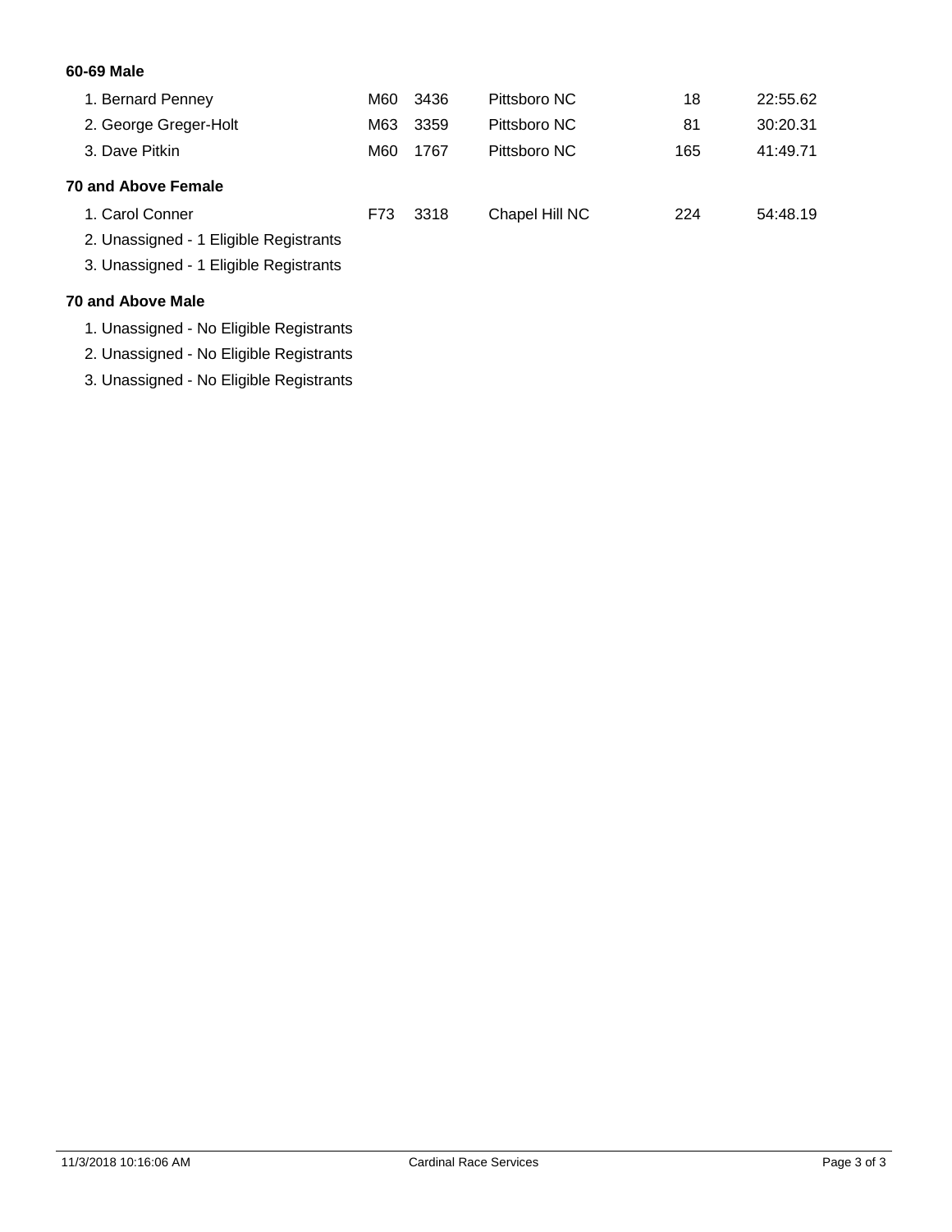**60-69 Male**

| | | | | | |
|---|---|---|---|---|---|
| 1. Bernard Penney | M60 | 3436 | Pittsboro NC | 18 | 22:55.62 |
| 2. George Greger-Holt | M63 | 3359 | Pittsboro NC | 81 | 30:20.31 |
| 3. Dave Pitkin | M60 | 1767 | Pittsboro NC | 165 | 41:49.71 |

**70 and Above Female**

| | | | | | |
|---|---|---|---|---|---|
| 1. Carol Conner | F73 | 3318 | Chapel Hill NC | 224 | 54:48.19 |
| 2. Unassigned - 1 Eligible Registrants | | | | | |
| 3. Unassigned - 1 Eligible Registrants | | | | | |

**70 and Above Male**

1. Unassigned - No Eligible Registrants
2. Unassigned - No Eligible Registrants
3. Unassigned - No Eligible Registrants